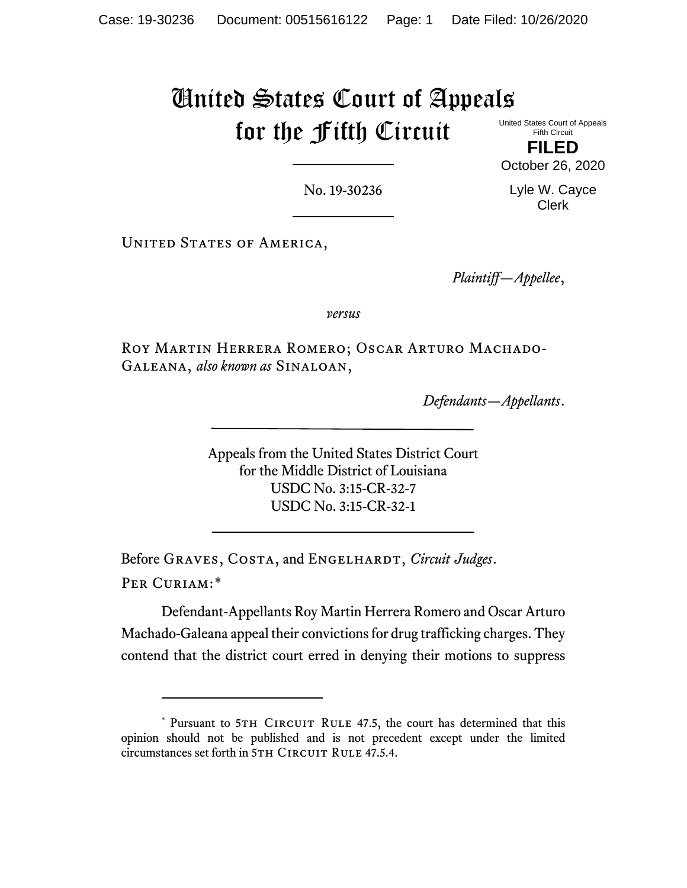# United States Court of Appeals for the Fifth Circuit

United States Court of Appeals
Fifth Circuit

**FILED**

October 26, 2020

Lyle W. Cayce
Clerk

---

No. 19-30236

---

United States of America,

*Plaintiff—Appellee*,

*versus*

Roy Martin Herrera Romero; Oscar Arturo Machado-Galeana, *also known as* Sinaloan,

*Defendants—Appellants*.

---

Appeals from the United States District Court
for the Middle District of Louisiana
USDC No. 3:15-CR-32-7
USDC No. 3:15-CR-32-1

---

Before Graves, Costa, and Engelhardt, *Circuit Judges*.

Per Curiam:*

Defendant-Appellants Roy Martin Herrera Romero and Oscar Arturo Machado-Galeana appeal their convictions for drug trafficking charges. They contend that the district court erred in denying their motions to suppress

---

\* Pursuant to 5th Circuit Rule 47.5, the court has determined that this opinion should not be published and is not precedent except under the limited circumstances set forth in 5th Circuit Rule 47.5.4.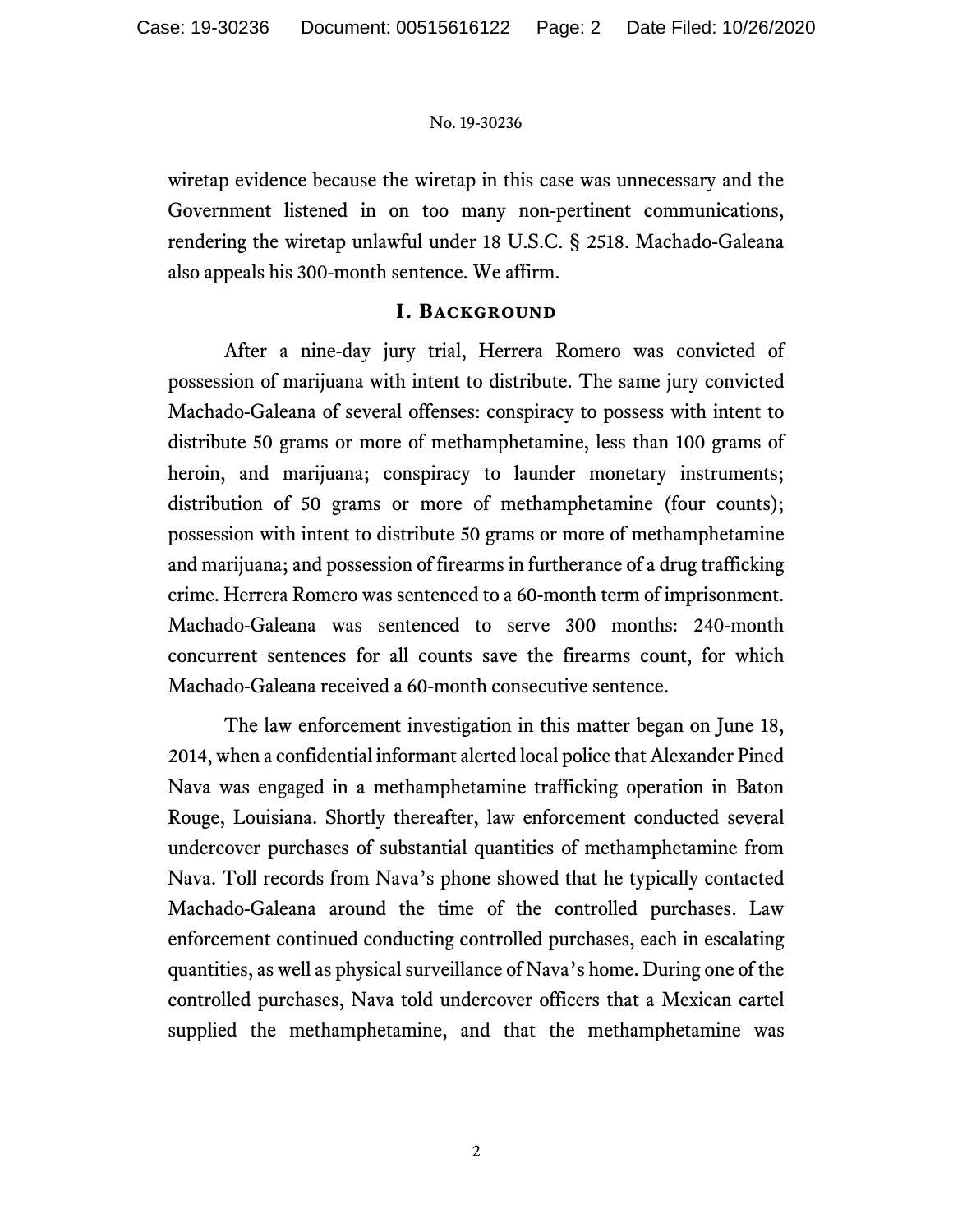wiretap evidence because the wiretap in this case was unnecessary and the Government listened in on too many non-pertinent communications, rendering the wiretap unlawful under 18 U.S.C. § 2518. Machado-Galeana also appeals his 300-month sentence. We affirm.

## I. Background

After a nine-day jury trial, Herrera Romero was convicted of possession of marijuana with intent to distribute. The same jury convicted Machado-Galeana of several offenses: conspiracy to possess with intent to distribute 50 grams or more of methamphetamine, less than 100 grams of heroin, and marijuana; conspiracy to launder monetary instruments; distribution of 50 grams or more of methamphetamine (four counts); possession with intent to distribute 50 grams or more of methamphetamine and marijuana; and possession of firearms in furtherance of a drug trafficking crime. Herrera Romero was sentenced to a 60-month term of imprisonment. Machado-Galeana was sentenced to serve 300 months: 240-month concurrent sentences for all counts save the firearms count, for which Machado-Galeana received a 60-month consecutive sentence.

The law enforcement investigation in this matter began on June 18, 2014, when a confidential informant alerted local police that Alexander Pined Nava was engaged in a methamphetamine trafficking operation in Baton Rouge, Louisiana. Shortly thereafter, law enforcement conducted several undercover purchases of substantial quantities of methamphetamine from Nava. Toll records from Nava's phone showed that he typically contacted Machado-Galeana around the time of the controlled purchases. Law enforcement continued conducting controlled purchases, each in escalating quantities, as well as physical surveillance of Nava's home. During one of the controlled purchases, Nava told undercover officers that a Mexican cartel supplied the methamphetamine, and that the methamphetamine was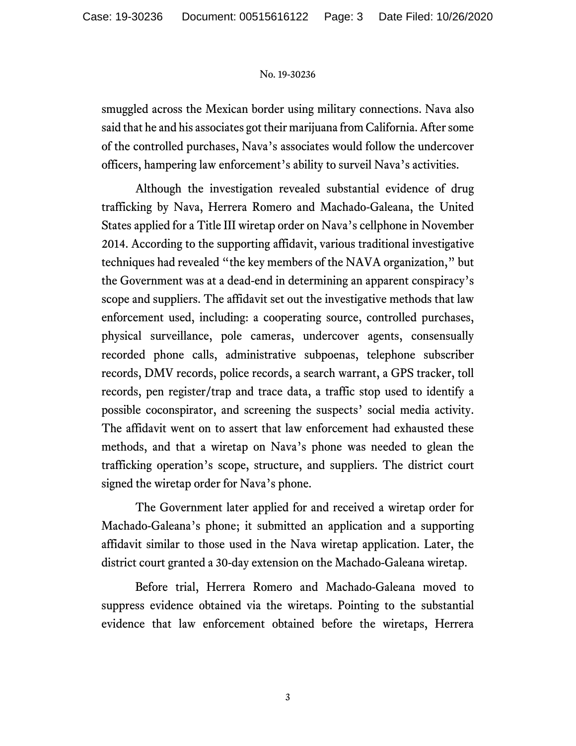smuggled across the Mexican border using military connections. Nava also said that he and his associates got their marijuana from California. After some of the controlled purchases, Nava's associates would follow the undercover officers, hampering law enforcement's ability to surveil Nava's activities.

Although the investigation revealed substantial evidence of drug trafficking by Nava, Herrera Romero and Machado-Galeana, the United States applied for a Title III wiretap order on Nava's cellphone in November 2014. According to the supporting affidavit, various traditional investigative techniques had revealed "the key members of the NAVA organization," but the Government was at a dead-end in determining an apparent conspiracy's scope and suppliers. The affidavit set out the investigative methods that law enforcement used, including: a cooperating source, controlled purchases, physical surveillance, pole cameras, undercover agents, consensually recorded phone calls, administrative subpoenas, telephone subscriber records, DMV records, police records, a search warrant, a GPS tracker, toll records, pen register/trap and trace data, a traffic stop used to identify a possible coconspirator, and screening the suspects' social media activity. The affidavit went on to assert that law enforcement had exhausted these methods, and that a wiretap on Nava's phone was needed to glean the trafficking operation's scope, structure, and suppliers. The district court signed the wiretap order for Nava's phone.

The Government later applied for and received a wiretap order for Machado-Galeana's phone; it submitted an application and a supporting affidavit similar to those used in the Nava wiretap application. Later, the district court granted a 30-day extension on the Machado-Galeana wiretap.

Before trial, Herrera Romero and Machado-Galeana moved to suppress evidence obtained via the wiretaps. Pointing to the substantial evidence that law enforcement obtained before the wiretaps, Herrera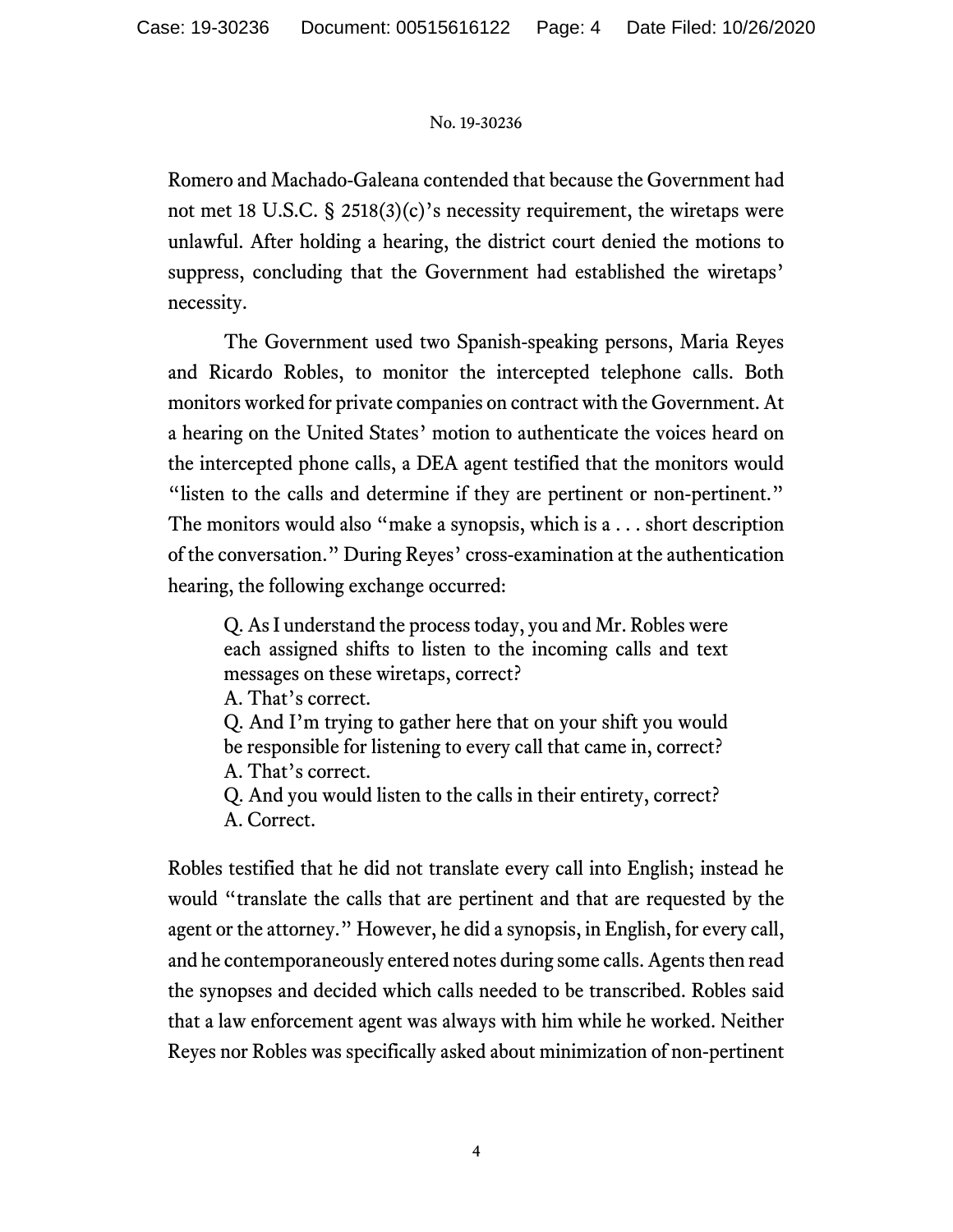Romero and Machado-Galeana contended that because the Government had not met 18 U.S.C. § 2518(3)(c)'s necessity requirement, the wiretaps were unlawful. After holding a hearing, the district court denied the motions to suppress, concluding that the Government had established the wiretaps' necessity.

The Government used two Spanish-speaking persons, Maria Reyes and Ricardo Robles, to monitor the intercepted telephone calls. Both monitors worked for private companies on contract with the Government. At a hearing on the United States' motion to authenticate the voices heard on the intercepted phone calls, a DEA agent testified that the monitors would "listen to the calls and determine if they are pertinent or non-pertinent." The monitors would also "make a synopsis, which is a . . . short description of the conversation." During Reyes' cross-examination at the authentication hearing, the following exchange occurred:

> Q. As I understand the process today, you and Mr. Robles were each assigned shifts to listen to the incoming calls and text messages on these wiretaps, correct?
> A. That's correct.
> Q. And I'm trying to gather here that on your shift you would be responsible for listening to every call that came in, correct?
> A. That's correct.
> Q. And you would listen to the calls in their entirety, correct?
> A. Correct.

Robles testified that he did not translate every call into English; instead he would "translate the calls that are pertinent and that are requested by the agent or the attorney." However, he did a synopsis, in English, for every call, and he contemporaneously entered notes during some calls. Agents then read the synopses and decided which calls needed to be transcribed. Robles said that a law enforcement agent was always with him while he worked. Neither Reyes nor Robles was specifically asked about minimization of non-pertinent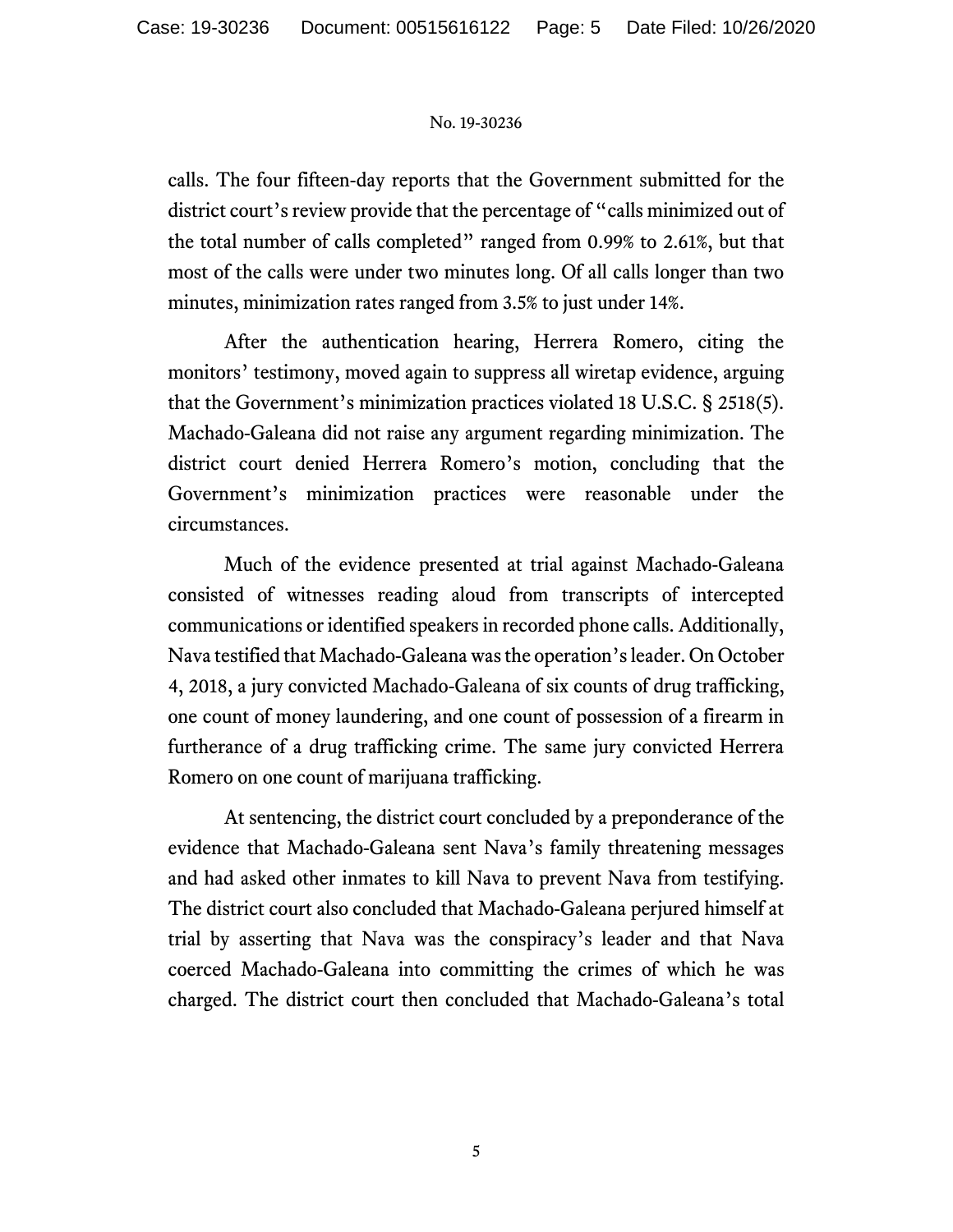calls. The four fifteen-day reports that the Government submitted for the district court's review provide that the percentage of "calls minimized out of the total number of calls completed" ranged from 0.99% to 2.61%, but that most of the calls were under two minutes long. Of all calls longer than two minutes, minimization rates ranged from 3.5% to just under 14%.

After the authentication hearing, Herrera Romero, citing the monitors' testimony, moved again to suppress all wiretap evidence, arguing that the Government's minimization practices violated 18 U.S.C. § 2518(5). Machado-Galeana did not raise any argument regarding minimization. The district court denied Herrera Romero's motion, concluding that the Government's minimization practices were reasonable under the circumstances.

Much of the evidence presented at trial against Machado-Galeana consisted of witnesses reading aloud from transcripts of intercepted communications or identified speakers in recorded phone calls. Additionally, Nava testified that Machado-Galeana was the operation's leader. On October 4, 2018, a jury convicted Machado-Galeana of six counts of drug trafficking, one count of money laundering, and one count of possession of a firearm in furtherance of a drug trafficking crime. The same jury convicted Herrera Romero on one count of marijuana trafficking.

At sentencing, the district court concluded by a preponderance of the evidence that Machado-Galeana sent Nava's family threatening messages and had asked other inmates to kill Nava to prevent Nava from testifying. The district court also concluded that Machado-Galeana perjured himself at trial by asserting that Nava was the conspiracy's leader and that Nava coerced Machado-Galeana into committing the crimes of which he was charged. The district court then concluded that Machado-Galeana's total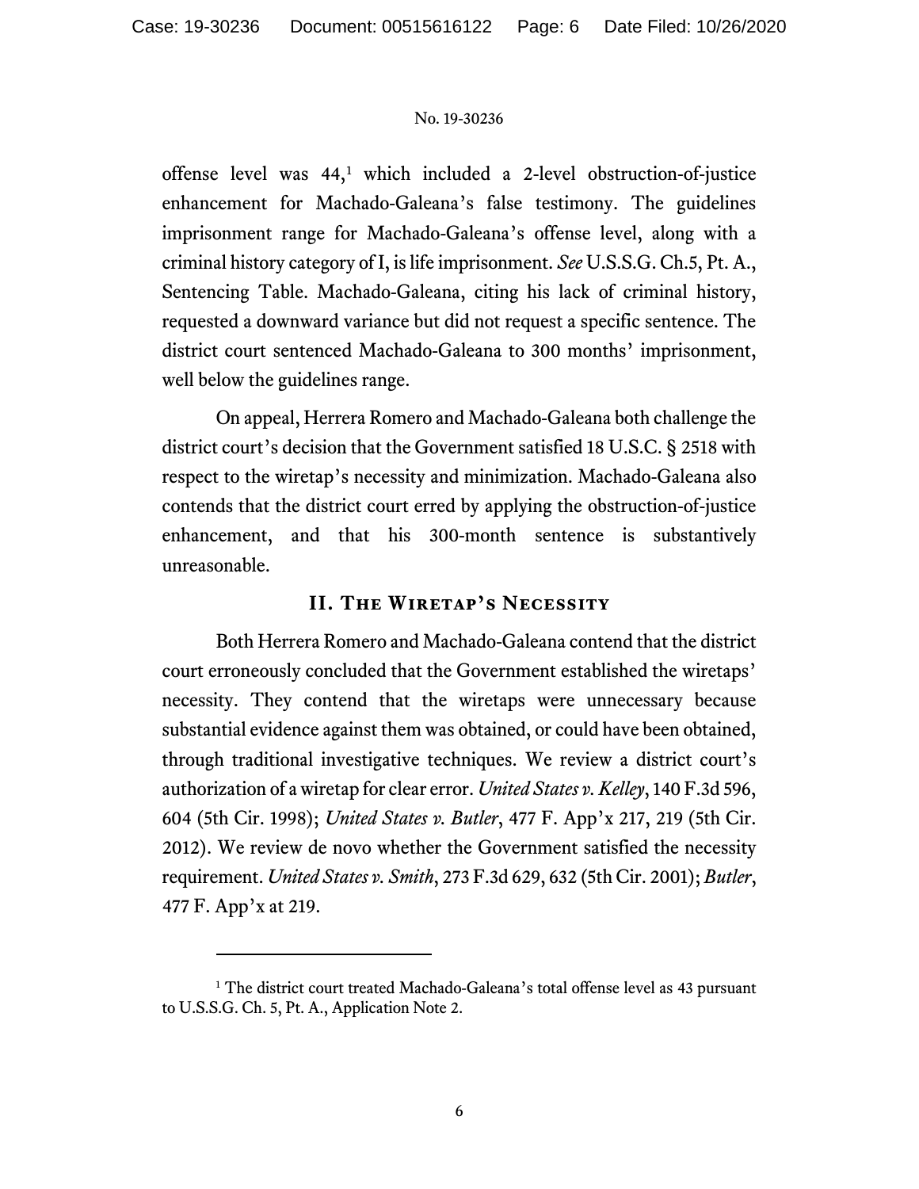offense level was 44,[1] which included a 2-level obstruction-of-justice enhancement for Machado-Galeana's false testimony. The guidelines imprisonment range for Machado-Galeana's offense level, along with a criminal history category of I, is life imprisonment. *See* U.S.S.G. Ch.5, Pt. A., Sentencing Table. Machado-Galeana, citing his lack of criminal history, requested a downward variance but did not request a specific sentence. The district court sentenced Machado-Galeana to 300 months' imprisonment, well below the guidelines range.

On appeal, Herrera Romero and Machado-Galeana both challenge the district court's decision that the Government satisfied 18 U.S.C. § 2518 with respect to the wiretap's necessity and minimization. Machado-Galeana also contends that the district court erred by applying the obstruction-of-justice enhancement, and that his 300-month sentence is substantively unreasonable.

## II. The Wiretap's Necessity

Both Herrera Romero and Machado-Galeana contend that the district court erroneously concluded that the Government established the wiretaps' necessity. They contend that the wiretaps were unnecessary because substantial evidence against them was obtained, or could have been obtained, through traditional investigative techniques. We review a district court's authorization of a wiretap for clear error. *United States v. Kelley*, 140 F.3d 596, 604 (5th Cir. 1998); *United States v. Butler*, 477 F. App'x 217, 219 (5th Cir. 2012). We review de novo whether the Government satisfied the necessity requirement. *United States v. Smith*, 273 F.3d 629, 632 (5th Cir. 2001); *Butler*, 477 F. App'x at 219.

---

[1] The district court treated Machado-Galeana's total offense level as 43 pursuant to U.S.S.G. Ch. 5, Pt. A., Application Note 2.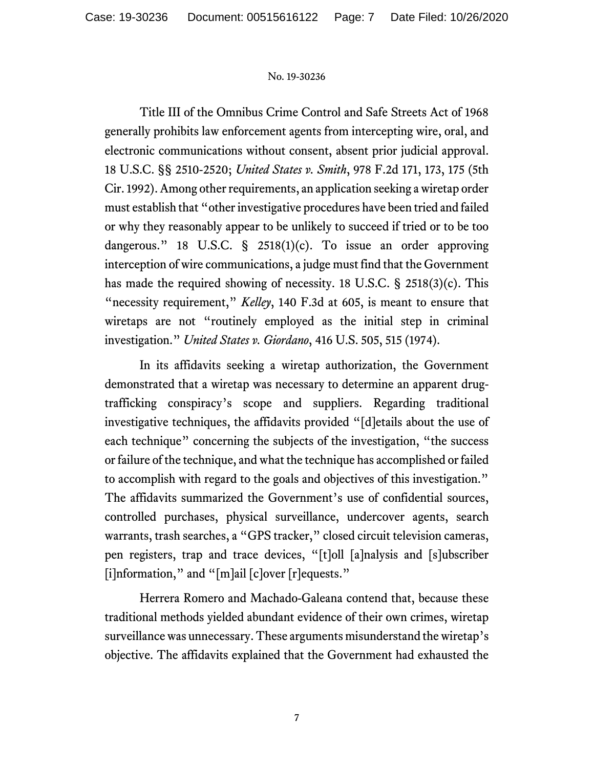Title III of the Omnibus Crime Control and Safe Streets Act of 1968 generally prohibits law enforcement agents from intercepting wire, oral, and electronic communications without consent, absent prior judicial approval. 18 U.S.C. §§ 2510-2520; *United States v. Smith*, 978 F.2d 171, 173, 175 (5th Cir. 1992). Among other requirements, an application seeking a wiretap order must establish that "other investigative procedures have been tried and failed or why they reasonably appear to be unlikely to succeed if tried or to be too dangerous." 18 U.S.C. § 2518(1)(c). To issue an order approving interception of wire communications, a judge must find that the Government has made the required showing of necessity. 18 U.S.C. § 2518(3)(c). This "necessity requirement," *Kelley*, 140 F.3d at 605, is meant to ensure that wiretaps are not "routinely employed as the initial step in criminal investigation." *United States v. Giordano*, 416 U.S. 505, 515 (1974).

In its affidavits seeking a wiretap authorization, the Government demonstrated that a wiretap was necessary to determine an apparent drug-trafficking conspiracy's scope and suppliers. Regarding traditional investigative techniques, the affidavits provided "[d]etails about the use of each technique" concerning the subjects of the investigation, "the success or failure of the technique, and what the technique has accomplished or failed to accomplish with regard to the goals and objectives of this investigation." The affidavits summarized the Government's use of confidential sources, controlled purchases, physical surveillance, undercover agents, search warrants, trash searches, a "GPS tracker," closed circuit television cameras, pen registers, trap and trace devices, "[t]oll [a]nalysis and [s]ubscriber [i]nformation," and "[m]ail [c]over [r]equests."

Herrera Romero and Machado-Galeana contend that, because these traditional methods yielded abundant evidence of their own crimes, wiretap surveillance was unnecessary. These arguments misunderstand the wiretap's objective. The affidavits explained that the Government had exhausted the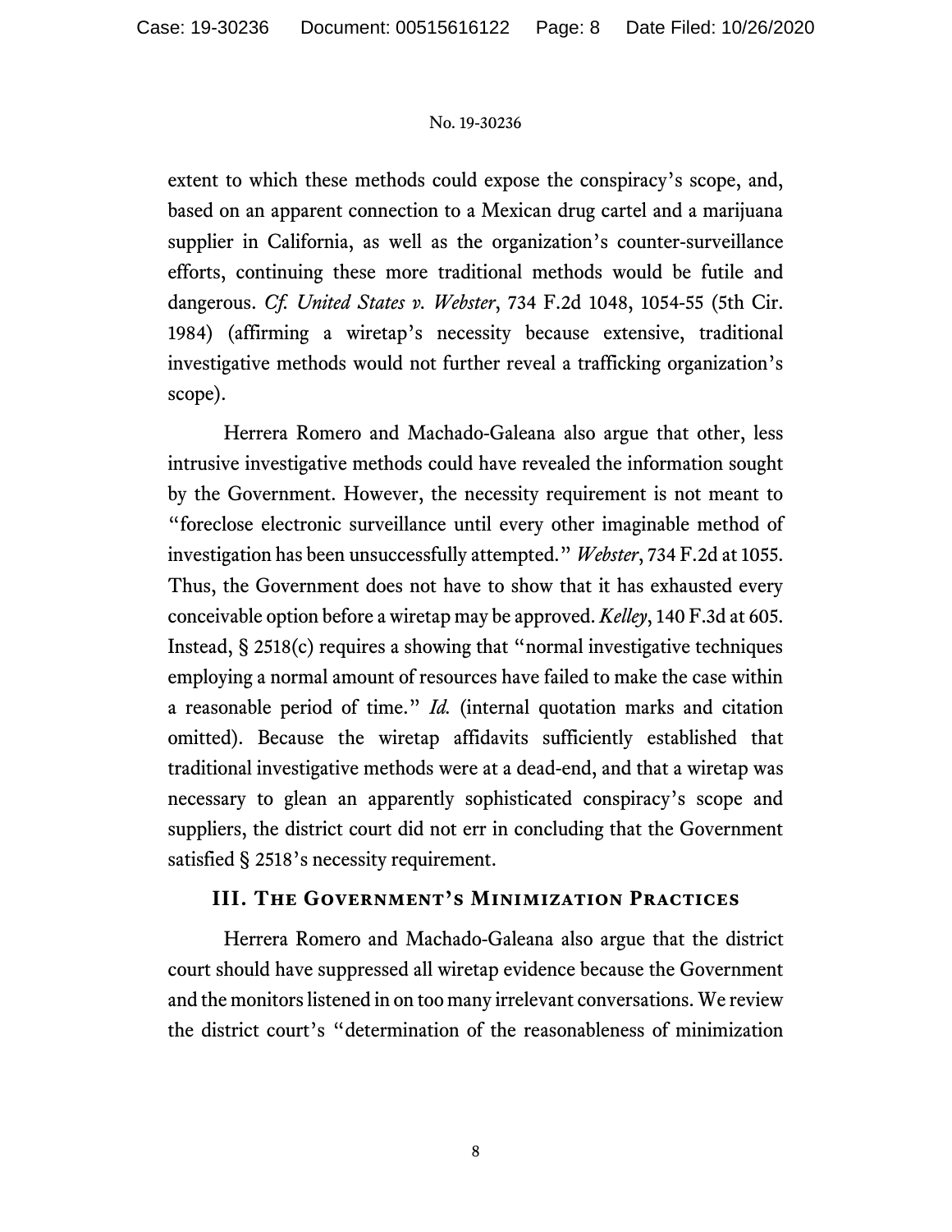extent to which these methods could expose the conspiracy's scope, and, based on an apparent connection to a Mexican drug cartel and a marijuana supplier in California, as well as the organization's counter-surveillance efforts, continuing these more traditional methods would be futile and dangerous. *Cf. United States v. Webster*, 734 F.2d 1048, 1054-55 (5th Cir. 1984) (affirming a wiretap's necessity because extensive, traditional investigative methods would not further reveal a trafficking organization's scope).

Herrera Romero and Machado-Galeana also argue that other, less intrusive investigative methods could have revealed the information sought by the Government. However, the necessity requirement is not meant to "foreclose electronic surveillance until every other imaginable method of investigation has been unsuccessfully attempted." *Webster*, 734 F.2d at 1055. Thus, the Government does not have to show that it has exhausted every conceivable option before a wiretap may be approved. *Kelley*, 140 F.3d at 605. Instead, § 2518(c) requires a showing that "normal investigative techniques employing a normal amount of resources have failed to make the case within a reasonable period of time." *Id.* (internal quotation marks and citation omitted). Because the wiretap affidavits sufficiently established that traditional investigative methods were at a dead-end, and that a wiretap was necessary to glean an apparently sophisticated conspiracy's scope and suppliers, the district court did not err in concluding that the Government satisfied § 2518's necessity requirement.

## III. The Government's Minimization Practices

Herrera Romero and Machado-Galeana also argue that the district court should have suppressed all wiretap evidence because the Government and the monitors listened in on too many irrelevant conversations. We review the district court's "determination of the reasonableness of minimization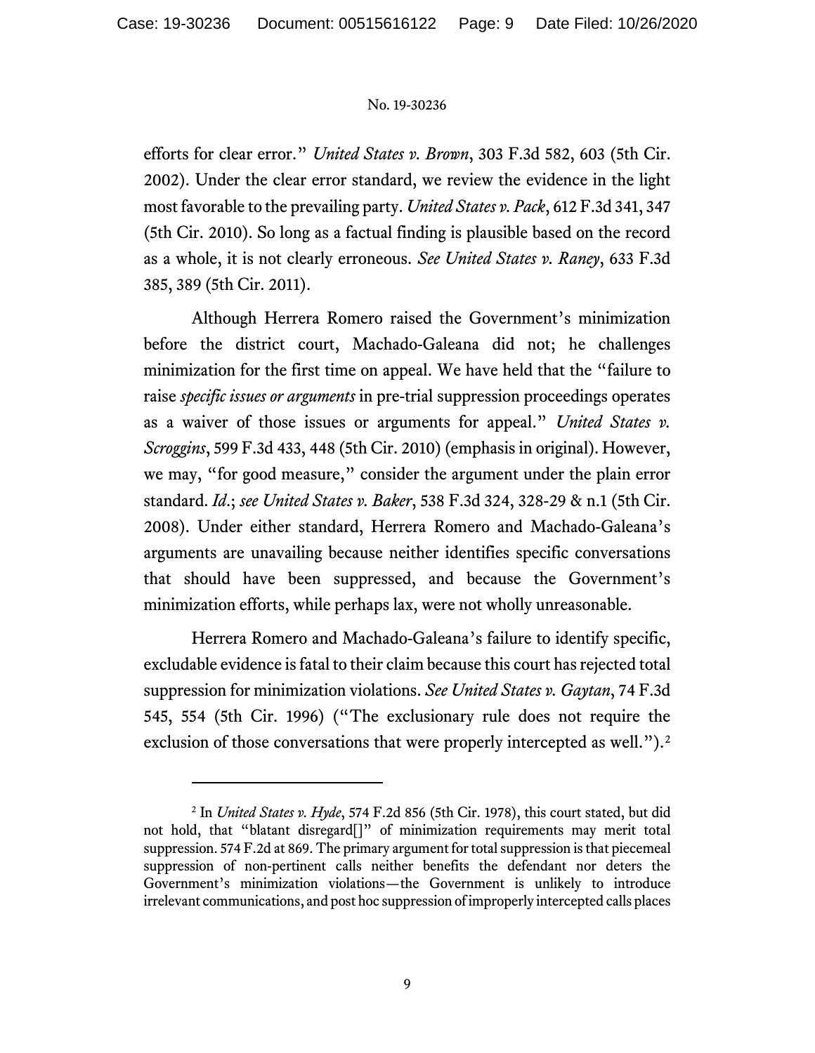efforts for clear error." *United States v. Brown*, 303 F.3d 582, 603 (5th Cir. 2002). Under the clear error standard, we review the evidence in the light most favorable to the prevailing party. *United States v. Pack*, 612 F.3d 341, 347 (5th Cir. 2010). So long as a factual finding is plausible based on the record as a whole, it is not clearly erroneous. *See United States v. Raney*, 633 F.3d 385, 389 (5th Cir. 2011).

Although Herrera Romero raised the Government's minimization before the district court, Machado-Galeana did not; he challenges minimization for the first time on appeal. We have held that the "failure to raise *specific issues or arguments* in pre-trial suppression proceedings operates as a waiver of those issues or arguments for appeal." *United States v. Scroggins*, 599 F.3d 433, 448 (5th Cir. 2010) (emphasis in original). However, we may, "for good measure," consider the argument under the plain error standard. *Id.*; *see United States v. Baker*, 538 F.3d 324, 328-29 & n.1 (5th Cir. 2008). Under either standard, Herrera Romero and Machado-Galeana's arguments are unavailing because neither identifies specific conversations that should have been suppressed, and because the Government's minimization efforts, while perhaps lax, were not wholly unreasonable.

Herrera Romero and Machado-Galeana's failure to identify specific, excludable evidence is fatal to their claim because this court has rejected total suppression for minimization violations. *See United States v. Gaytan*, 74 F.3d 545, 554 (5th Cir. 1996) ("The exclusionary rule does not require the exclusion of those conversations that were properly intercepted as well.").[2]

---

[2] In *United States v. Hyde*, 574 F.2d 856 (5th Cir. 1978), this court stated, but did not hold, that "blatant disregard[]" of minimization requirements may merit total suppression. 574 F.2d at 869. The primary argument for total suppression is that piecemeal suppression of non-pertinent calls neither benefits the defendant nor deters the Government's minimization violations—the Government is unlikely to introduce irrelevant communications, and post hoc suppression of improperly intercepted calls places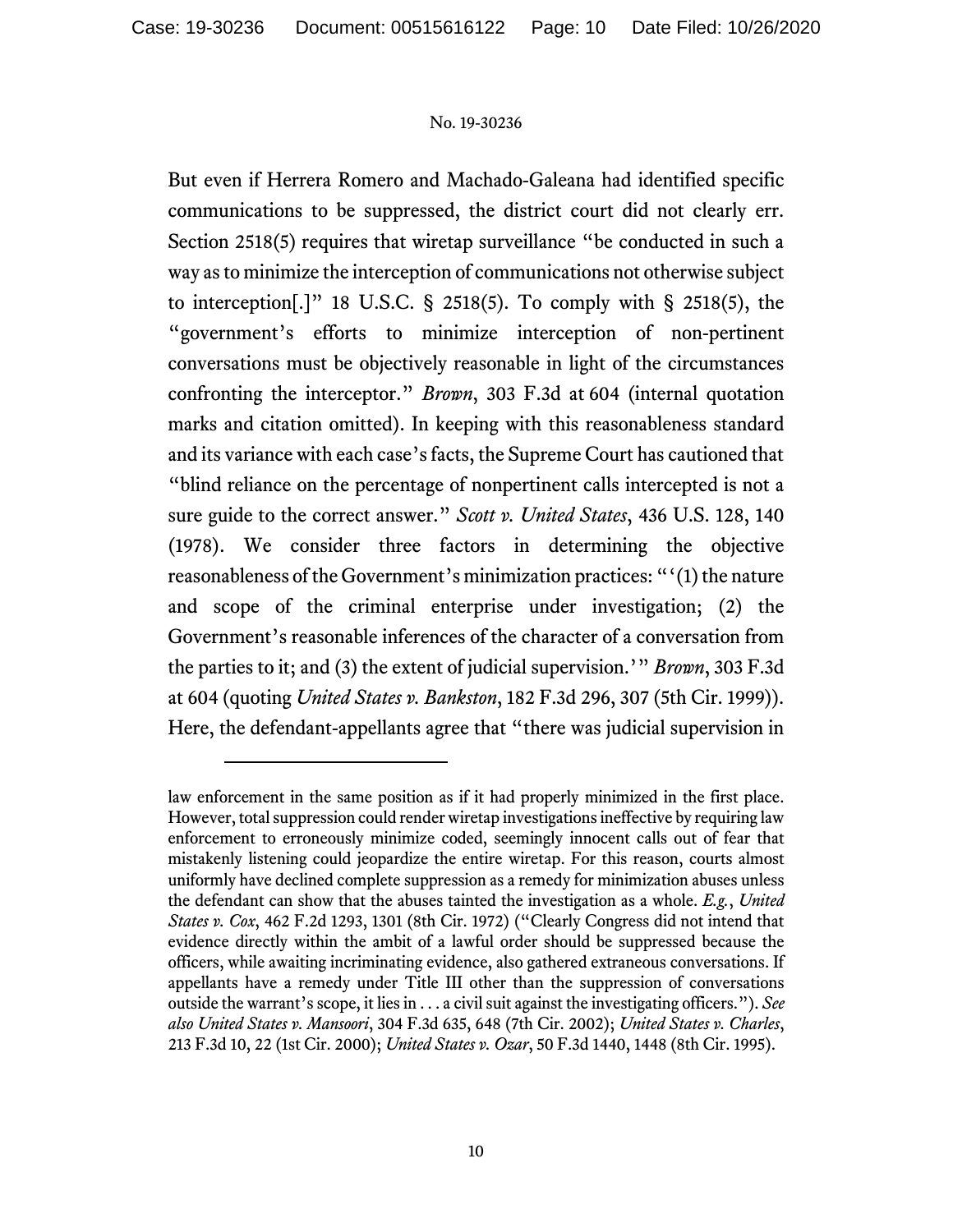But even if Herrera Romero and Machado-Galeana had identified specific communications to be suppressed, the district court did not clearly err. Section 2518(5) requires that wiretap surveillance "be conducted in such a way as to minimize the interception of communications not otherwise subject to interception[.]" 18 U.S.C. § 2518(5). To comply with § 2518(5), the "government's efforts to minimize interception of non-pertinent conversations must be objectively reasonable in light of the circumstances confronting the interceptor." *Brown*, 303 F.3d at 604 (internal quotation marks and citation omitted). In keeping with this reasonableness standard and its variance with each case's facts, the Supreme Court has cautioned that "blind reliance on the percentage of nonpertinent calls intercepted is not a sure guide to the correct answer." *Scott v. United States*, 436 U.S. 128, 140 (1978). We consider three factors in determining the objective reasonableness of the Government's minimization practices: "'(1) the nature and scope of the criminal enterprise under investigation; (2) the Government's reasonable inferences of the character of a conversation from the parties to it; and (3) the extent of judicial supervision.'" *Brown*, 303 F.3d at 604 (quoting *United States v. Bankston*, 182 F.3d 296, 307 (5th Cir. 1999)). Here, the defendant-appellants agree that "there was judicial supervision in

---

law enforcement in the same position as if it had properly minimized in the first place. However, total suppression could render wiretap investigations ineffective by requiring law enforcement to erroneously minimize coded, seemingly innocent calls out of fear that mistakenly listening could jeopardize the entire wiretap. For this reason, courts almost uniformly have declined complete suppression as a remedy for minimization abuses unless the defendant can show that the abuses tainted the investigation as a whole. *E.g.*, *United States v. Cox*, 462 F.2d 1293, 1301 (8th Cir. 1972) ("Clearly Congress did not intend that evidence directly within the ambit of a lawful order should be suppressed because the officers, while awaiting incriminating evidence, also gathered extraneous conversations. If appellants have a remedy under Title III other than the suppression of conversations outside the warrant's scope, it lies in . . . a civil suit against the investigating officers."). *See also United States v. Mansoori*, 304 F.3d 635, 648 (7th Cir. 2002); *United States v. Charles*, 213 F.3d 10, 22 (1st Cir. 2000); *United States v. Ozar*, 50 F.3d 1440, 1448 (8th Cir. 1995).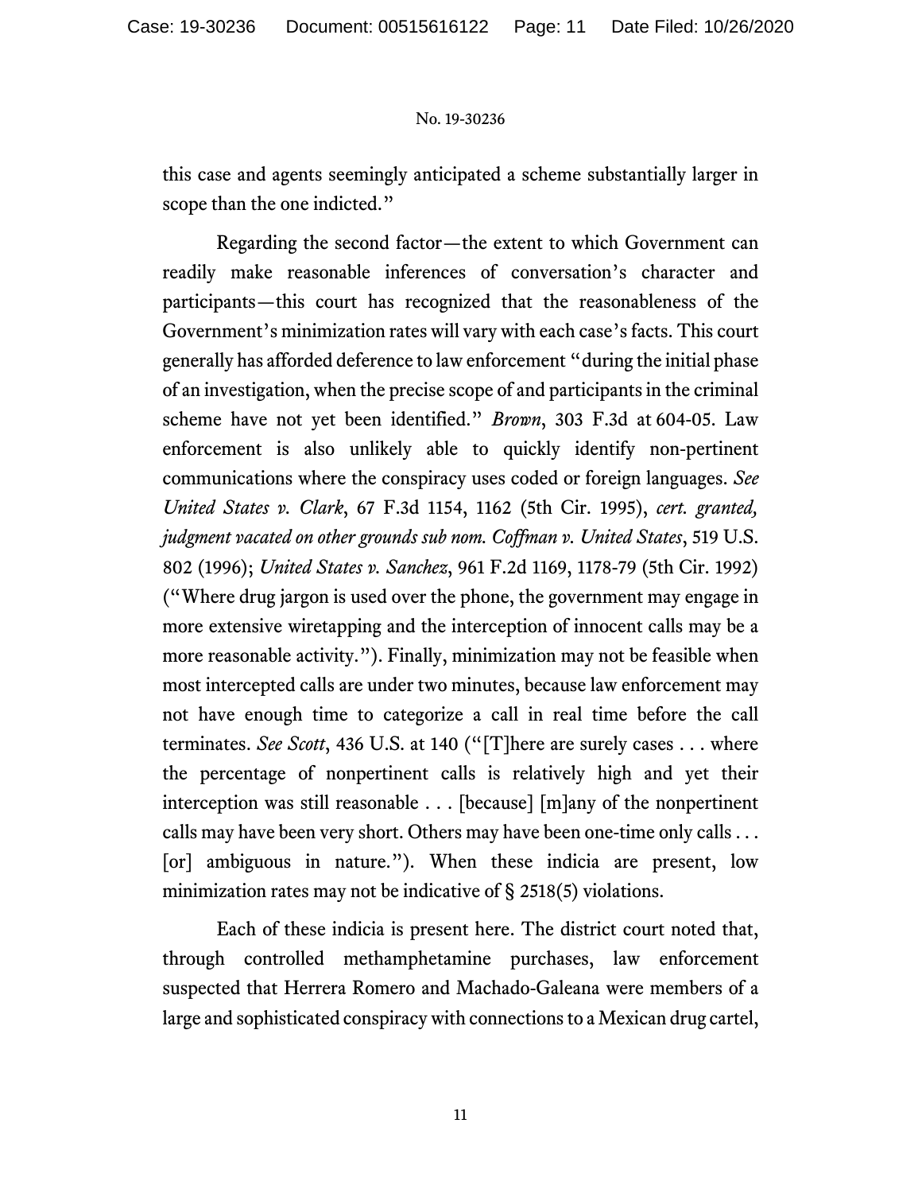this case and agents seemingly anticipated a scheme substantially larger in scope than the one indicted."

Regarding the second factor—the extent to which Government can readily make reasonable inferences of conversation's character and participants—this court has recognized that the reasonableness of the Government's minimization rates will vary with each case's facts. This court generally has afforded deference to law enforcement "during the initial phase of an investigation, when the precise scope of and participants in the criminal scheme have not yet been identified." *Brown*, 303 F.3d at 604-05. Law enforcement is also unlikely able to quickly identify non-pertinent communications where the conspiracy uses coded or foreign languages. *See United States v. Clark*, 67 F.3d 1154, 1162 (5th Cir. 1995), *cert. granted, judgment vacated on other grounds sub nom. Coffman v. United States*, 519 U.S. 802 (1996); *United States v. Sanchez*, 961 F.2d 1169, 1178-79 (5th Cir. 1992) ("Where drug jargon is used over the phone, the government may engage in more extensive wiretapping and the interception of innocent calls may be a more reasonable activity."). Finally, minimization may not be feasible when most intercepted calls are under two minutes, because law enforcement may not have enough time to categorize a call in real time before the call terminates. *See Scott*, 436 U.S. at 140 ("[T]here are surely cases . . . where the percentage of nonpertinent calls is relatively high and yet their interception was still reasonable . . . [because] [m]any of the nonpertinent calls may have been very short. Others may have been one-time only calls . . . [or] ambiguous in nature."). When these indicia are present, low minimization rates may not be indicative of § 2518(5) violations.

Each of these indicia is present here. The district court noted that, through controlled methamphetamine purchases, law enforcement suspected that Herrera Romero and Machado-Galeana were members of a large and sophisticated conspiracy with connections to a Mexican drug cartel,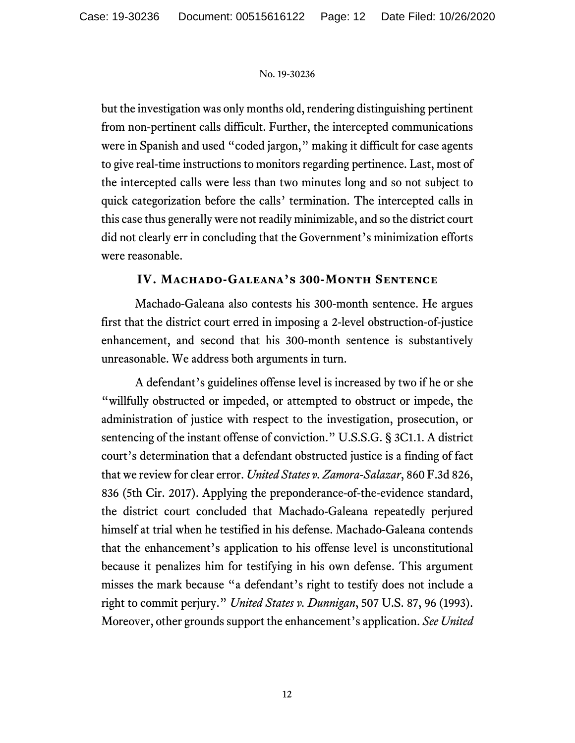but the investigation was only months old, rendering distinguishing pertinent from non-pertinent calls difficult. Further, the intercepted communications were in Spanish and used "coded jargon," making it difficult for case agents to give real-time instructions to monitors regarding pertinence. Last, most of the intercepted calls were less than two minutes long and so not subject to quick categorization before the calls' termination. The intercepted calls in this case thus generally were not readily minimizable, and so the district court did not clearly err in concluding that the Government's minimization efforts were reasonable.

## IV. Machado-Galeana's 300-Month Sentence

Machado-Galeana also contests his 300-month sentence. He argues first that the district court erred in imposing a 2-level obstruction-of-justice enhancement, and second that his 300-month sentence is substantively unreasonable. We address both arguments in turn.

A defendant's guidelines offense level is increased by two if he or she "willfully obstructed or impeded, or attempted to obstruct or impede, the administration of justice with respect to the investigation, prosecution, or sentencing of the instant offense of conviction." U.S.S.G. § 3C1.1. A district court's determination that a defendant obstructed justice is a finding of fact that we review for clear error. *United States v. Zamora-Salazar*, 860 F.3d 826, 836 (5th Cir. 2017). Applying the preponderance-of-the-evidence standard, the district court concluded that Machado-Galeana repeatedly perjured himself at trial when he testified in his defense. Machado-Galeana contends that the enhancement's application to his offense level is unconstitutional because it penalizes him for testifying in his own defense. This argument misses the mark because "a defendant's right to testify does not include a right to commit perjury." *United States v. Dunnigan*, 507 U.S. 87, 96 (1993). Moreover, other grounds support the enhancement's application. *See United*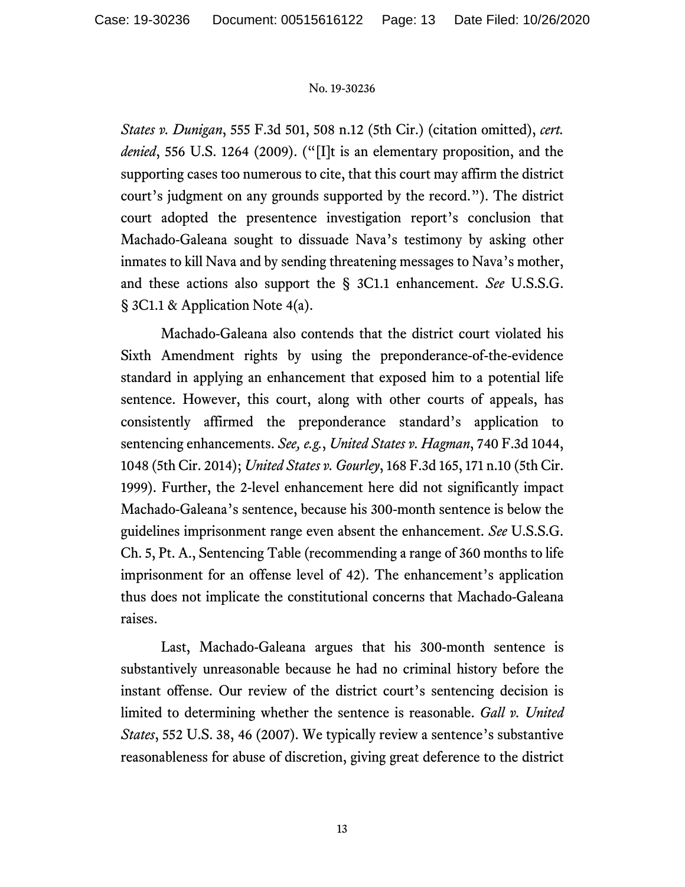*States v. Dunigan*, 555 F.3d 501, 508 n.12 (5th Cir.) (citation omitted), *cert. denied*, 556 U.S. 1264 (2009). ("[I]t is an elementary proposition, and the supporting cases too numerous to cite, that this court may affirm the district court's judgment on any grounds supported by the record."). The district court adopted the presentence investigation report's conclusion that Machado-Galeana sought to dissuade Nava's testimony by asking other inmates to kill Nava and by sending threatening messages to Nava's mother, and these actions also support the § 3C1.1 enhancement. *See* U.S.S.G. § 3C1.1 & Application Note 4(a).

Machado-Galeana also contends that the district court violated his Sixth Amendment rights by using the preponderance-of-the-evidence standard in applying an enhancement that exposed him to a potential life sentence. However, this court, along with other courts of appeals, has consistently affirmed the preponderance standard's application to sentencing enhancements. *See, e.g.*, *United States v. Hagman*, 740 F.3d 1044, 1048 (5th Cir. 2014); *United States v. Gourley*, 168 F.3d 165, 171 n.10 (5th Cir. 1999). Further, the 2-level enhancement here did not significantly impact Machado-Galeana's sentence, because his 300-month sentence is below the guidelines imprisonment range even absent the enhancement. *See* U.S.S.G. Ch. 5, Pt. A., Sentencing Table (recommending a range of 360 months to life imprisonment for an offense level of 42). The enhancement's application thus does not implicate the constitutional concerns that Machado-Galeana raises.

Last, Machado-Galeana argues that his 300-month sentence is substantively unreasonable because he had no criminal history before the instant offense. Our review of the district court's sentencing decision is limited to determining whether the sentence is reasonable. *Gall v. United States*, 552 U.S. 38, 46 (2007). We typically review a sentence's substantive reasonableness for abuse of discretion, giving great deference to the district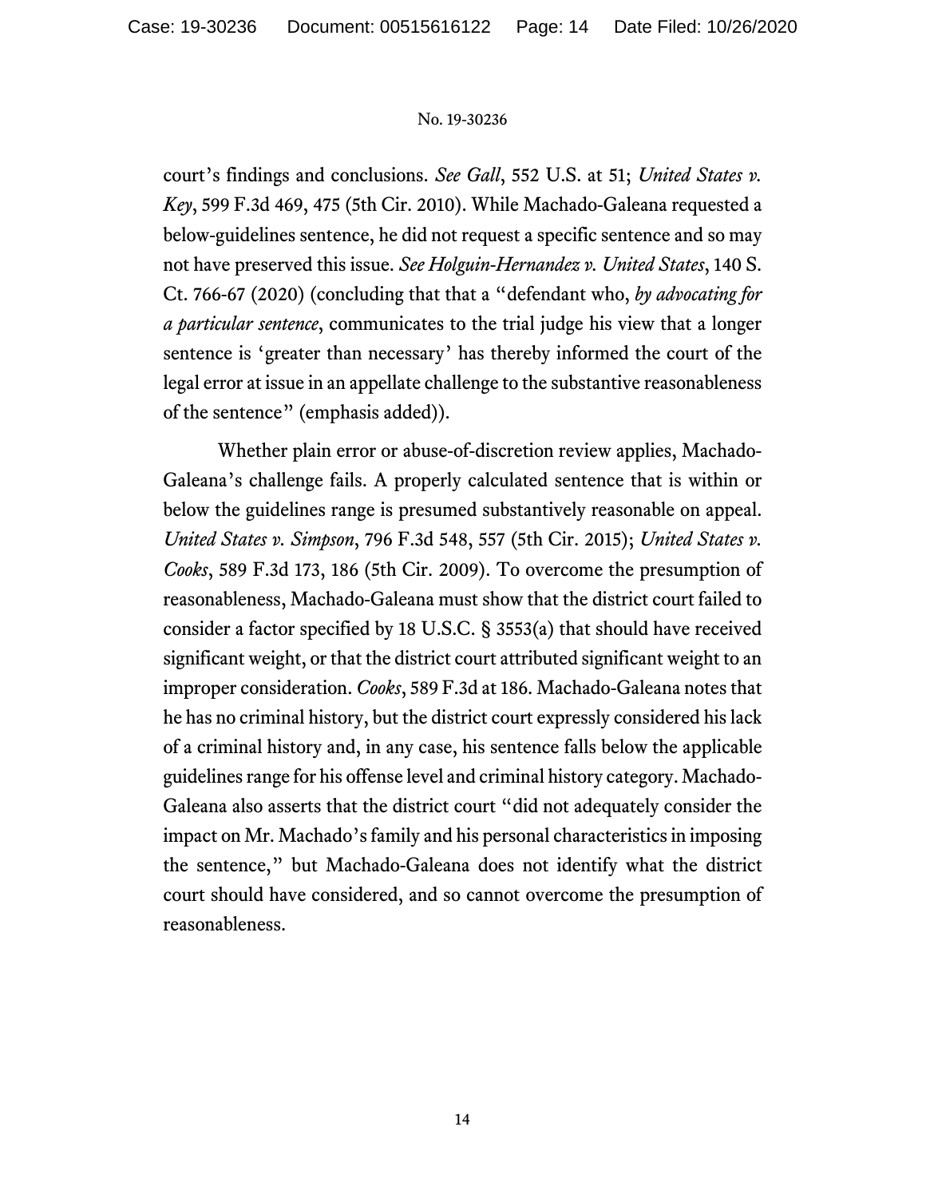court's findings and conclusions. *See Gall*, 552 U.S. at 51; *United States v. Key*, 599 F.3d 469, 475 (5th Cir. 2010). While Machado-Galeana requested a below-guidelines sentence, he did not request a specific sentence and so may not have preserved this issue. *See Holguin-Hernandez v. United States*, 140 S. Ct. 766-67 (2020) (concluding that that a "defendant who, *by advocating for a particular sentence*, communicates to the trial judge his view that a longer sentence is 'greater than necessary' has thereby informed the court of the legal error at issue in an appellate challenge to the substantive reasonableness of the sentence" (emphasis added)).

Whether plain error or abuse-of-discretion review applies, Machado-Galeana's challenge fails. A properly calculated sentence that is within or below the guidelines range is presumed substantively reasonable on appeal. *United States v. Simpson*, 796 F.3d 548, 557 (5th Cir. 2015); *United States v. Cooks*, 589 F.3d 173, 186 (5th Cir. 2009). To overcome the presumption of reasonableness, Machado-Galeana must show that the district court failed to consider a factor specified by 18 U.S.C. § 3553(a) that should have received significant weight, or that the district court attributed significant weight to an improper consideration. *Cooks*, 589 F.3d at 186. Machado-Galeana notes that he has no criminal history, but the district court expressly considered his lack of a criminal history and, in any case, his sentence falls below the applicable guidelines range for his offense level and criminal history category. Machado-Galeana also asserts that the district court "did not adequately consider the impact on Mr. Machado's family and his personal characteristics in imposing the sentence," but Machado-Galeana does not identify what the district court should have considered, and so cannot overcome the presumption of reasonableness.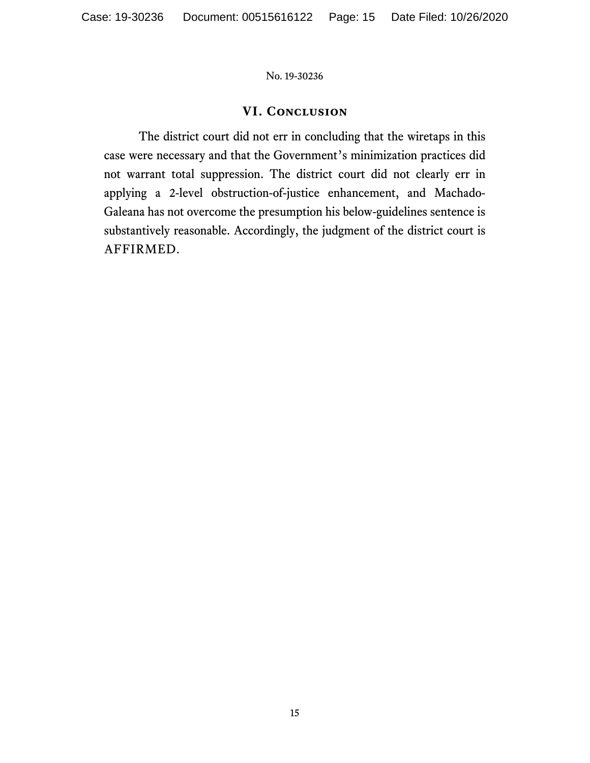## VI. Conclusion

The district court did not err in concluding that the wiretaps in this case were necessary and that the Government's minimization practices did not warrant total suppression. The district court did not clearly err in applying a 2-level obstruction-of-justice enhancement, and Machado-Galeana has not overcome the presumption his below-guidelines sentence is substantively reasonable. Accordingly, the judgment of the district court is AFFIRMED.